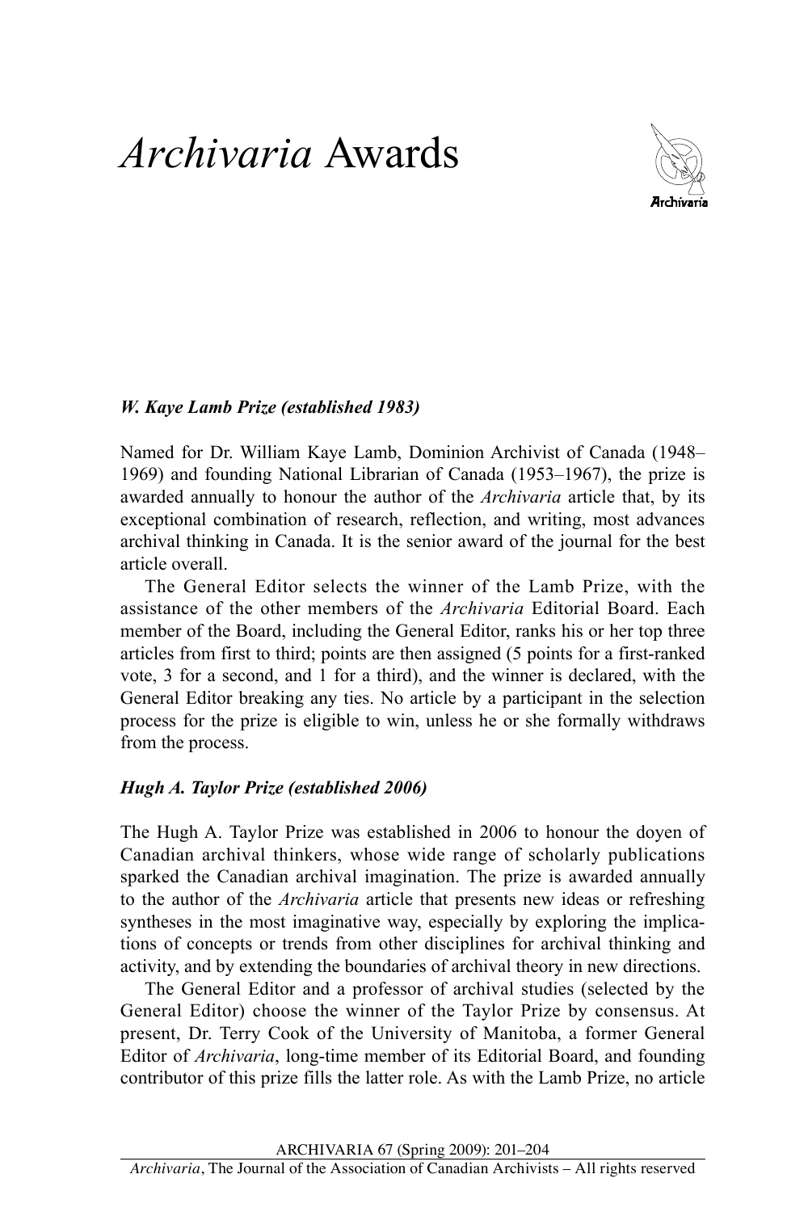# *Archivaria* Awards

### *W. Kaye Lamb Prize (established 1983)*

Named for Dr. William Kaye Lamb, Dominion Archivist of Canada (1948–1969) and founding National Librarian of Canada (1953–1967), the prize is awarded annually to honour the author of the *Archivaria* article that, by its exceptional combination of research, reflection, and writing, most advances archival thinking in Canada. It is the senior award of the journal for the best article overall.

The General Editor selects the winner of the Lamb Prize, with the assistance of the other members of the *Archivaria* Editorial Board. Each member of the Board, including the General Editor, ranks his or her top three articles from first to third; points are then assigned (5 points for a first-ranked vote, 3 for a second, and 1 for a third), and the winner is declared, with the General Editor breaking any ties. No article by a participant in the selection process for the prize is eligible to win, unless he or she formally withdraws from the process.

### *Hugh A. Taylor Prize (established 2006)*

The Hugh A. Taylor Prize was established in 2006 to honour the doyen of Canadian archival thinkers, whose wide range of scholarly publications sparked the Canadian archival imagination. The prize is awarded annually to the author of the *Archivaria* article that presents new ideas or refreshing syntheses in the most imaginative way, especially by exploring the implications of concepts or trends from other disciplines for archival thinking and activity, and by extending the boundaries of archival theory in new directions.

The General Editor and a professor of archival studies (selected by the General Editor) choose the winner of the Taylor Prize by consensus. At present, Dr. Terry Cook of the University of Manitoba, a former General Editor of *Archivaria*, long-time member of its Editorial Board, and founding contributor of this prize fills the latter role. As with the Lamb Prize, no article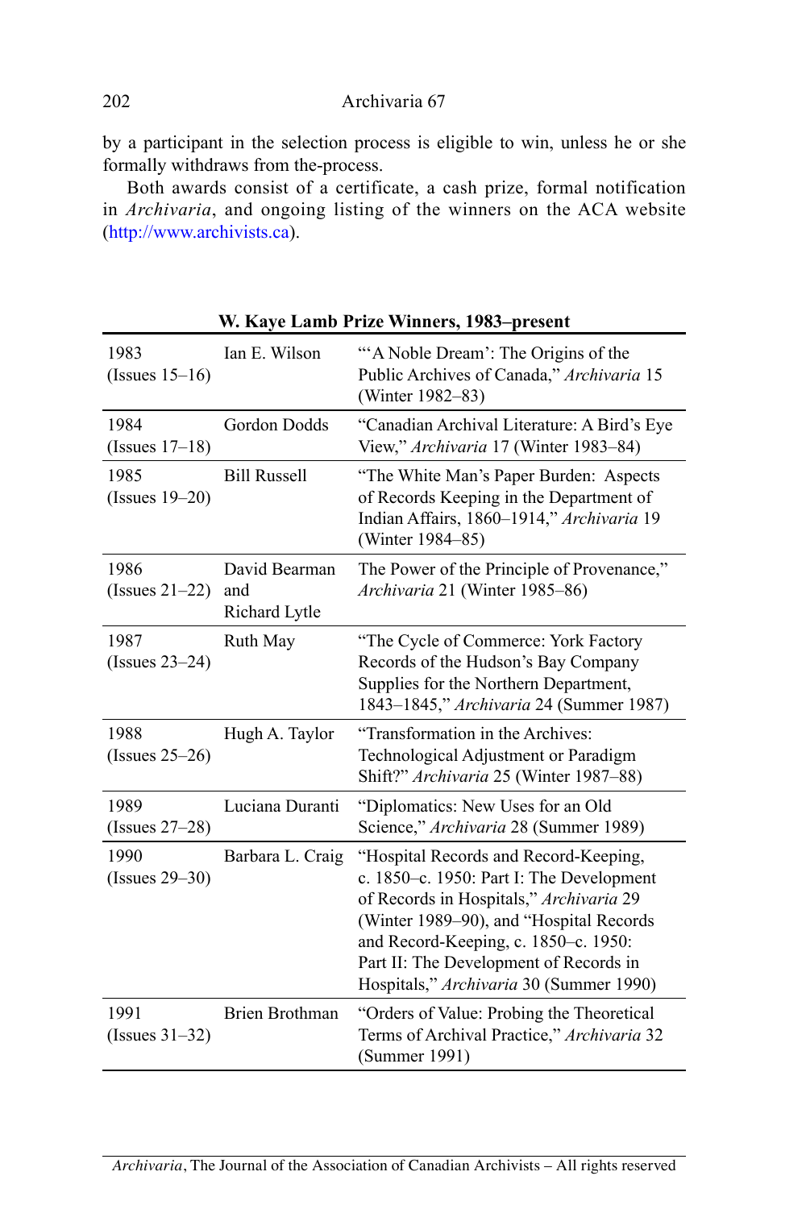by a participant in the selection process is eligible to win, unless he or she formally withdraws from the-process.

Both awards consist of a certificate, a cash prize, formal notification in *Archivaria*, and ongoing listing of the winners on the ACA website (http://www.archivists.ca).

**W. Kaye Lamb Prize Winners, 1983–present**

| | | |
|---|---|---|
| 1983 (Issues 15–16) | Ian E. Wilson | "'A Noble Dream': The Origins of the Public Archives of Canada," *Archivaria* 15 (Winter 1982–83) |
| 1984 (Issues 17–18) | Gordon Dodds | "Canadian Archival Literature: A Bird's Eye View," *Archivaria* 17 (Winter 1983–84) |
| 1985 (Issues 19–20) | Bill Russell | "The White Man's Paper Burden: Aspects of Records Keeping in the Department of Indian Affairs, 1860–1914," *Archivaria* 19 (Winter 1984–85) |
| 1986 (Issues 21–22) | David Bearman and Richard Lytle | The Power of the Principle of Provenance," *Archivaria* 21 (Winter 1985–86) |
| 1987 (Issues 23–24) | Ruth May | "The Cycle of Commerce: York Factory Records of the Hudson's Bay Company Supplies for the Northern Department, 1843–1845," *Archivaria* 24 (Summer 1987) |
| 1988 (Issues 25–26) | Hugh A. Taylor | "Transformation in the Archives: Technological Adjustment or Paradigm Shift?" *Archivaria* 25 (Winter 1987–88) |
| 1989 (Issues 27–28) | Luciana Duranti | "Diplomatics: New Uses for an Old Science," *Archivaria* 28 (Summer 1989) |
| 1990 (Issues 29–30) | Barbara L. Craig | "Hospital Records and Record-Keeping, c. 1850–c. 1950: Part I: The Development of Records in Hospitals," *Archivaria* 29 (Winter 1989–90), and "Hospital Records and Record-Keeping, c. 1850–c. 1950: Part II: The Development of Records in Hospitals," *Archivaria* 30 (Summer 1990) |
| 1991 (Issues 31–32) | Brien Brothman | "Orders of Value: Probing the Theoretical Terms of Archival Practice," *Archivaria* 32 (Summer 1991) |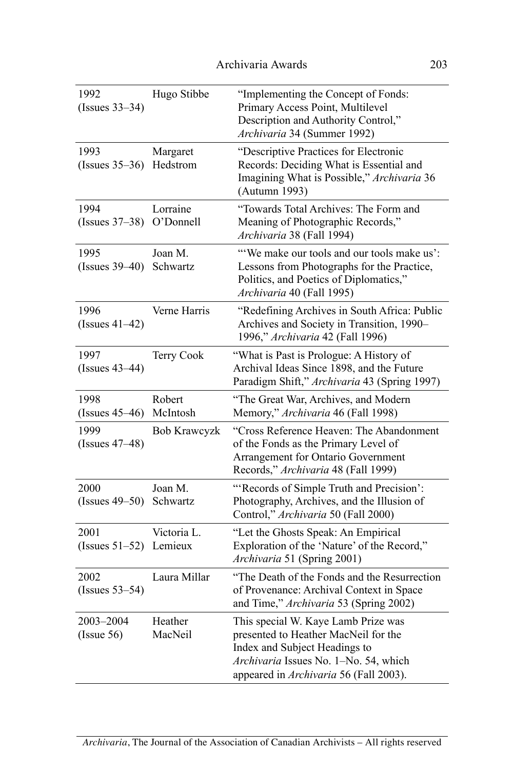| | | |
|---|---|---|
| 1992 (Issues 33–34) | Hugo Stibbe | "Implementing the Concept of Fonds: Primary Access Point, Multilevel Description and Authority Control," *Archivaria* 34 (Summer 1992) |
| 1993 (Issues 35–36) | Margaret Hedstrom | "Descriptive Practices for Electronic Records: Deciding What is Essential and Imagining What is Possible," *Archivaria* 36 (Autumn 1993) |
| 1994 (Issues 37–38) | Lorraine O'Donnell | "Towards Total Archives: The Form and Meaning of Photographic Records," *Archivaria* 38 (Fall 1994) |
| 1995 (Issues 39–40) | Joan M. Schwartz | "'We make our tools and our tools make us': Lessons from Photographs for the Practice, Politics, and Poetics of Diplomatics," *Archivaria* 40 (Fall 1995) |
| 1996 (Issues 41–42) | Verne Harris | "Redefining Archives in South Africa: Public Archives and Society in Transition, 1990–1996," *Archivaria* 42 (Fall 1996) |
| 1997 (Issues 43–44) | Terry Cook | "What is Past is Prologue: A History of Archival Ideas Since 1898, and the Future Paradigm Shift," *Archivaria* 43 (Spring 1997) |
| 1998 (Issues 45–46) | Robert McIntosh | "The Great War, Archives, and Modern Memory," *Archivaria* 46 (Fall 1998) |
| 1999 (Issues 47–48) | Bob Krawczyk | "Cross Reference Heaven: The Abandonment of the Fonds as the Primary Level of Arrangement for Ontario Government Records," *Archivaria* 48 (Fall 1999) |
| 2000 (Issues 49–50) | Joan M. Schwartz | "'Records of Simple Truth and Precision': Photography, Archives, and the Illusion of Control," *Archivaria* 50 (Fall 2000) |
| 2001 (Issues 51–52) | Victoria L. Lemieux | "Let the Ghosts Speak: An Empirical Exploration of the 'Nature' of the Record," *Archivaria* 51 (Spring 2001) |
| 2002 (Issues 53–54) | Laura Millar | "The Death of the Fonds and the Resurrection of Provenance: Archival Context in Space and Time," *Archivaria* 53 (Spring 2002) |
| 2003–2004 (Issue 56) | Heather MacNeil | This special W. Kaye Lamb Prize was presented to Heather MacNeil for the Index and Subject Headings to *Archivaria* Issues No. 1–No. 54, which appeared in *Archivaria* 56 (Fall 2003). |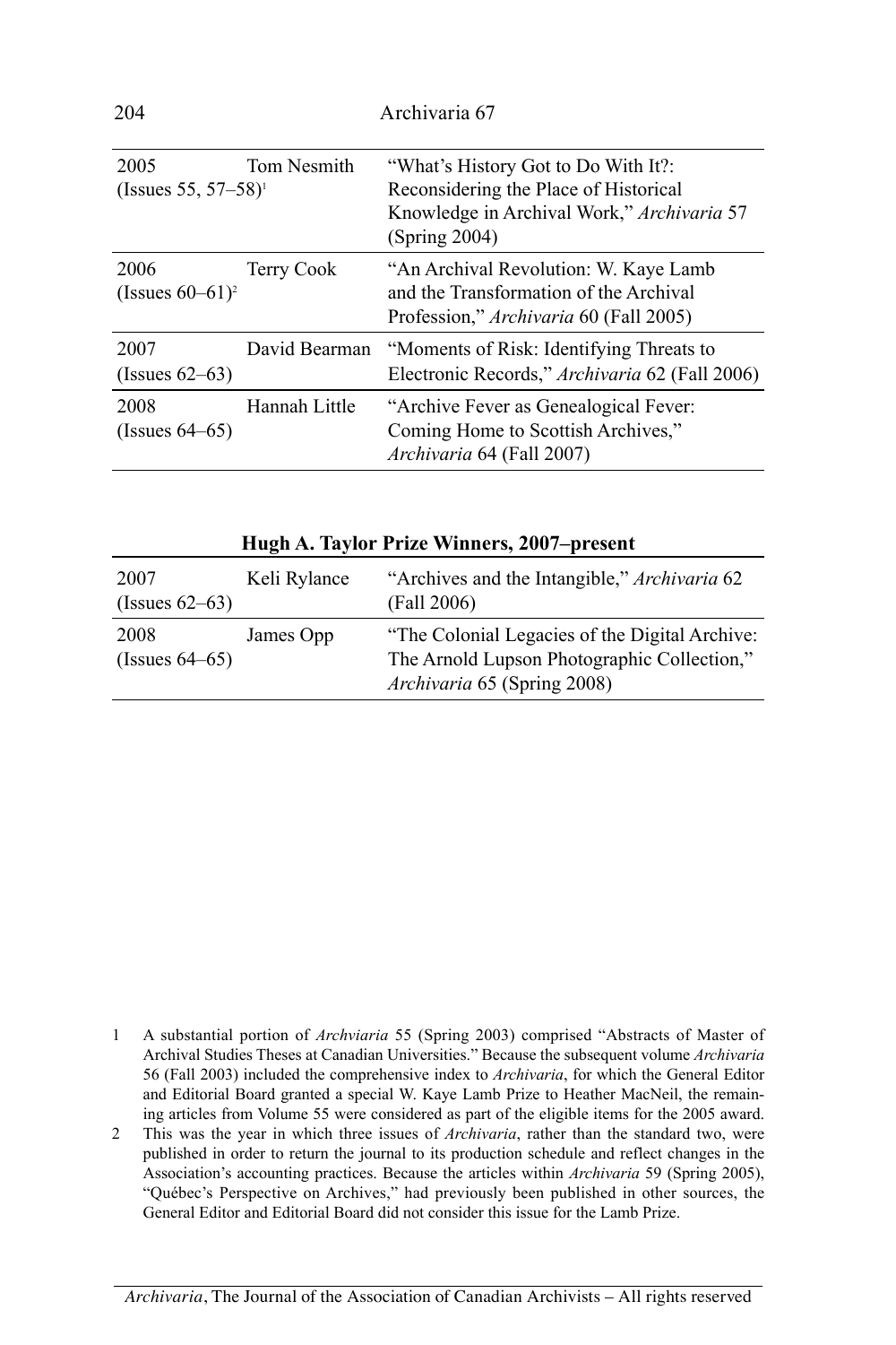| | | |
|---|---|---|
| 2005 (Issues 55, 57–58)[1] | Tom Nesmith | "What's History Got to Do With It?: Reconsidering the Place of Historical Knowledge in Archival Work," *Archivaria* 57 (Spring 2004) |
| 2006 (Issues 60–61)[2] | Terry Cook | "An Archival Revolution: W. Kaye Lamb and the Transformation of the Archival Profession," *Archivaria* 60 (Fall 2005) |
| 2007 (Issues 62–63) | David Bearman | "Moments of Risk: Identifying Threats to Electronic Records," *Archivaria* 62 (Fall 2006) |
| 2008 (Issues 64–65) | Hannah Little | "Archive Fever as Genealogical Fever: Coming Home to Scottish Archives," *Archivaria* 64 (Fall 2007) |

**Hugh A. Taylor Prize Winners, 2007–present**

| | | |
|---|---|---|
| 2007 (Issues 62–63) | Keli Rylance | "Archives and the Intangible," *Archivaria* 62 (Fall 2006) |
| 2008 (Issues 64–65) | James Opp | "The Colonial Legacies of the Digital Archive: The Arnold Lupson Photographic Collection," *Archivaria* 65 (Spring 2008) |

1 A substantial portion of *Archviaria* 55 (Spring 2003) comprised "Abstracts of Master of Archival Studies Theses at Canadian Universities." Because the subsequent volume *Archivaria* 56 (Fall 2003) included the comprehensive index to *Archivaria*, for which the General Editor and Editorial Board granted a special W. Kaye Lamb Prize to Heather MacNeil, the remaining articles from Volume 55 were considered as part of the eligible items for the 2005 award.

2 This was the year in which three issues of *Archivaria*, rather than the standard two, were published in order to return the journal to its production schedule and reflect changes in the Association's accounting practices. Because the articles within *Archivaria* 59 (Spring 2005), "Québec's Perspective on Archives," had previously been published in other sources, the General Editor and Editorial Board did not consider this issue for the Lamb Prize.